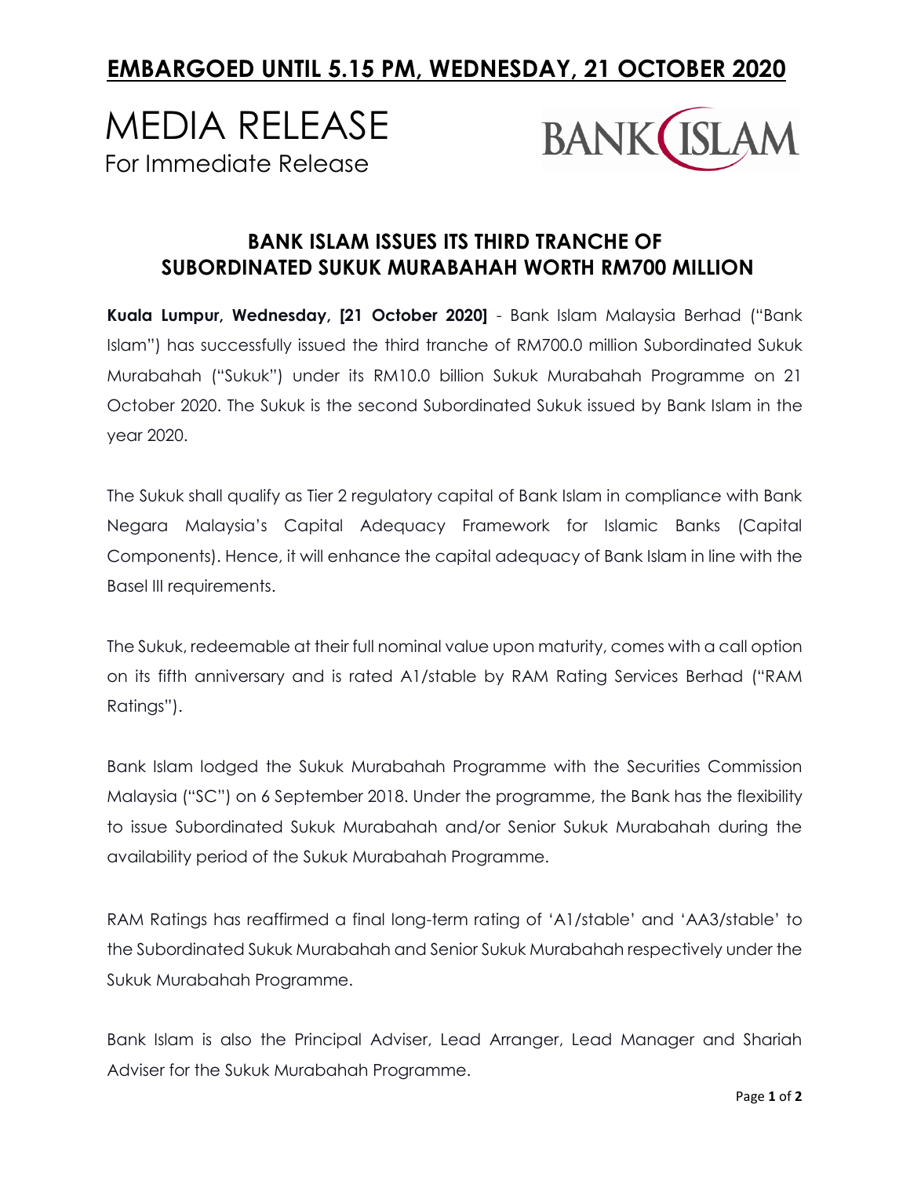**EMBARGOED UNTIL 5.15 PM, WEDNESDAY, 21 OCTOBER 2020**

# MEDIA RELEASE

For Immediate Release

BANK ISLAM

## BANK ISLAM ISSUES ITS THIRD TRANCHE OF SUBORDINATED SUKUK MURABAHAH WORTH RM700 MILLION

**Kuala Lumpur, Wednesday, [21 October 2020]** - Bank Islam Malaysia Berhad ("Bank Islam") has successfully issued the third tranche of RM700.0 million Subordinated Sukuk Murabahah ("Sukuk") under its RM10.0 billion Sukuk Murabahah Programme on 21 October 2020. The Sukuk is the second Subordinated Sukuk issued by Bank Islam in the year 2020.

The Sukuk shall qualify as Tier 2 regulatory capital of Bank Islam in compliance with Bank Negara Malaysia's Capital Adequacy Framework for Islamic Banks (Capital Components). Hence, it will enhance the capital adequacy of Bank Islam in line with the Basel III requirements.

The Sukuk, redeemable at their full nominal value upon maturity, comes with a call option on its fifth anniversary and is rated A1/stable by RAM Rating Services Berhad ("RAM Ratings").

Bank Islam lodged the Sukuk Murabahah Programme with the Securities Commission Malaysia ("SC") on 6 September 2018. Under the programme, the Bank has the flexibility to issue Subordinated Sukuk Murabahah and/or Senior Sukuk Murabahah during the availability period of the Sukuk Murabahah Programme.

RAM Ratings has reaffirmed a final long-term rating of 'A1/stable' and 'AA3/stable' to the Subordinated Sukuk Murabahah and Senior Sukuk Murabahah respectively under the Sukuk Murabahah Programme.

Bank Islam is also the Principal Adviser, Lead Arranger, Lead Manager and Shariah Adviser for the Sukuk Murabahah Programme.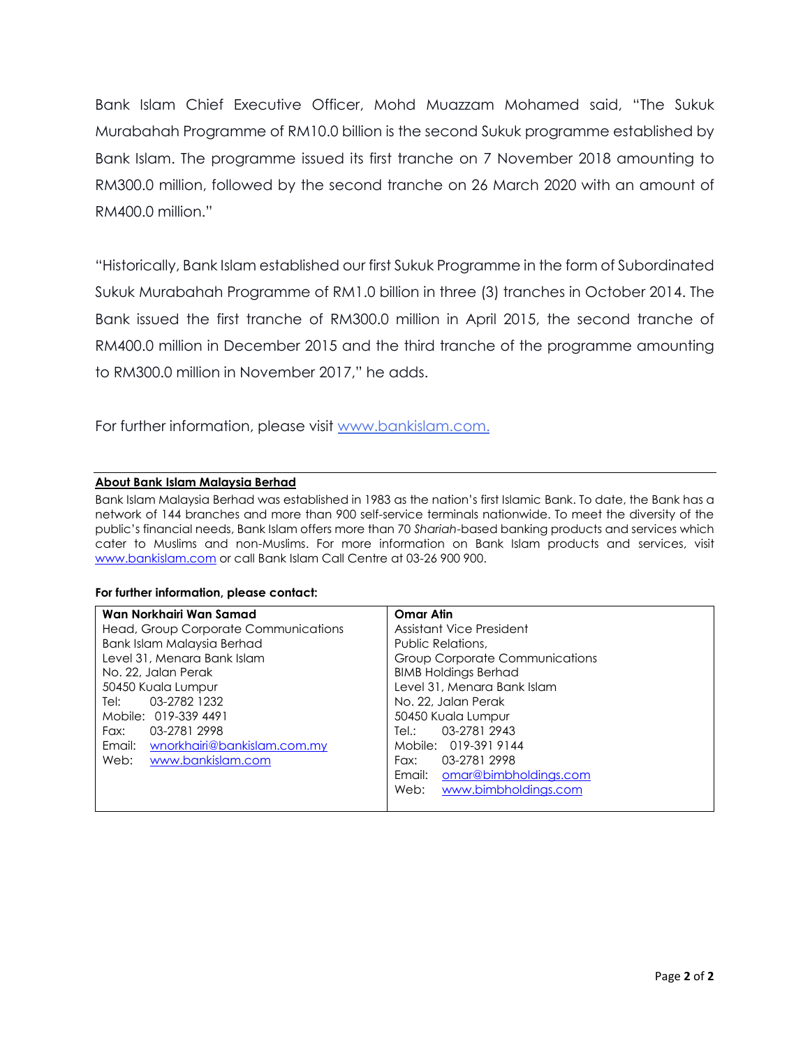Bank Islam Chief Executive Officer, Mohd Muazzam Mohamed said, "The Sukuk Murabahah Programme of RM10.0 billion is the second Sukuk programme established by Bank Islam. The programme issued its first tranche on 7 November 2018 amounting to RM300.0 million, followed by the second tranche on 26 March 2020 with an amount of RM400.0 million."

"Historically, Bank Islam established our first Sukuk Programme in the form of Subordinated Sukuk Murabahah Programme of RM1.0 billion in three (3) tranches in October 2014. The Bank issued the first tranche of RM300.0 million in April 2015, the second tranche of RM400.0 million in December 2015 and the third tranche of the programme amounting to RM300.0 million in November 2017," he adds.

For further information, please visit www.bankislam.com.

---

**About Bank Islam Malaysia Berhad**

Bank Islam Malaysia Berhad was established in 1983 as the nation's first Islamic Bank. To date, the Bank has a network of 144 branches and more than 900 self-service terminals nationwide. To meet the diversity of the public's financial needs, Bank Islam offers more than 70 *Shariah*-based banking products and services which cater to Muslims and non-Muslims. For more information on Bank Islam products and services, visit www.bankislam.com or call Bank Islam Call Centre at 03-26 900 900.

**For further information, please contact:**

| | |
|---|---|
| **Wan Norkhairi Wan Samad**<br>Head, Group Corporate Communications<br>Bank Islam Malaysia Berhad<br>Level 31, Menara Bank Islam<br>No. 22, Jalan Perak<br>50450 Kuala Lumpur<br>Tel: 03-2782 1232<br>Mobile: 019-339 4491<br>Fax: 03-2781 2998<br>Email: wnorkhairi@bankislam.com.my<br>Web: www.bankislam.com | **Omar Atin**<br>Assistant Vice President<br>Public Relations,<br>Group Corporate Communications<br>BIMB Holdings Berhad<br>Level 31, Menara Bank Islam<br>No. 22, Jalan Perak<br>50450 Kuala Lumpur<br>Tel.: 03-2781 2943<br>Mobile: 019-391 9144<br>Fax: 03-2781 2998<br>Email: omar@bimbholdings.com<br>Web: www.bimbholdings.com |